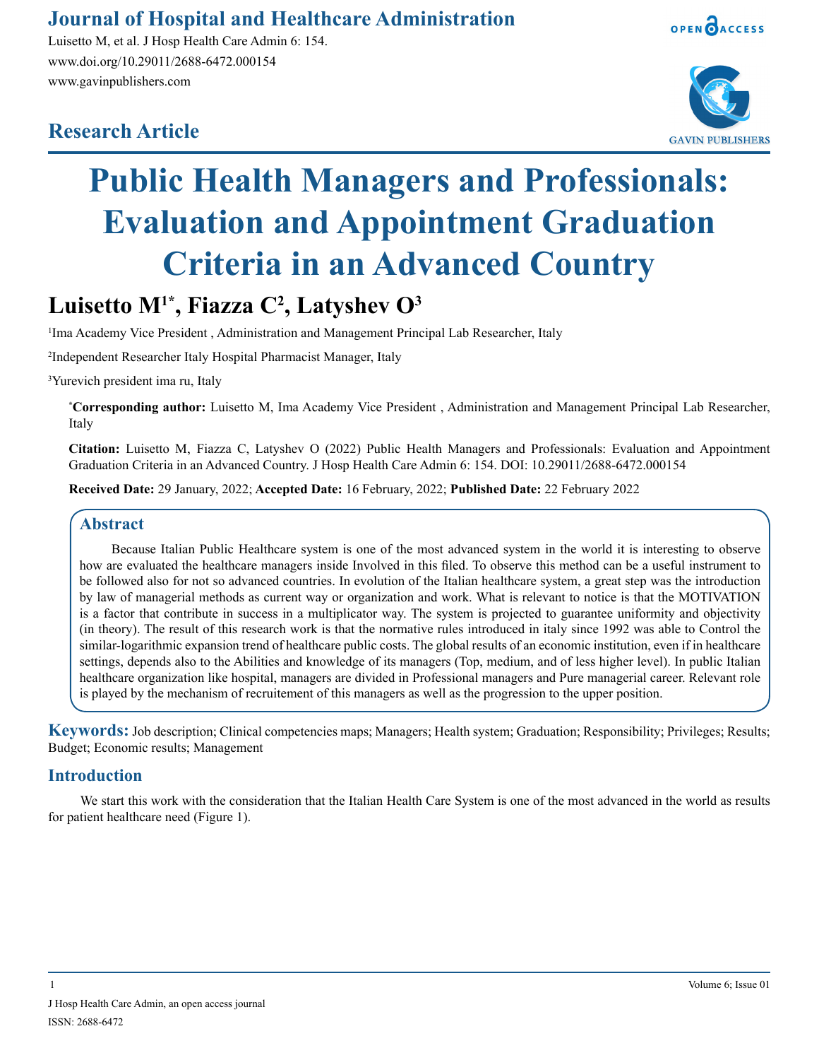## Research Article

# Public Health Managers and Professionals: Evaluation and Appointment Graduation Criteria in an Advanced Country

**Luisetto M[1*], Fiazza C[2], Latyshev O[3]**

[1]Ima Academy Vice President , Administration and Management Principal Lab Researcher, Italy

[2]Independent Researcher Italy Hospital Pharmacist Manager, Italy

[3]Yurevich president ima ru, Italy

***Corresponding author:** Luisetto M, Ima Academy Vice President , Administration and Management Principal Lab Researcher, Italy

**Citation:** Luisetto M, Fiazza C, Latyshev O (2022) Public Health Managers and Professionals: Evaluation and Appointment Graduation Criteria in an Advanced Country. J Hosp Health Care Admin 6: 154. DOI: 10.29011/2688-6472.000154

**Received Date:** 29 January, 2022; **Accepted Date:** 16 February, 2022; **Published Date:** 22 February 2022

## Abstract

Because Italian Public Healthcare system is one of the most advanced system in the world it is interesting to observe how are evaluated the healthcare managers inside Involved in this filed. To observe this method can be a useful instrument to be followed also for not so advanced countries. In evolution of the Italian healthcare system, a great step was the introduction by law of managerial methods as current way or organization and work. What is relevant to notice is that the MOTIVATION is a factor that contribute in success in a multiplicator way. The system is projected to guarantee uniformity and objectivity (in theory). The result of this research work is that the normative rules introduced in italy since 1992 was able to Control the similar-logarithmic expansion trend of healthcare public costs. The global results of an economic institution, even if in healthcare settings, depends also to the Abilities and knowledge of its managers (Top, medium, and of less higher level). In public Italian healthcare organization like hospital, managers are divided in Professional managers and Pure managerial career. Relevant role is played by the mechanism of recruitement of this managers as well as the progression to the upper position.

**Keywords:** Job description; Clinical competencies maps; Managers; Health system; Graduation; Responsibility; Privileges; Results; Budget; Economic results; Management

## Introduction

We start this work with the consideration that the Italian Health Care System is one of the most advanced in the world as results for patient healthcare need (Figure 1).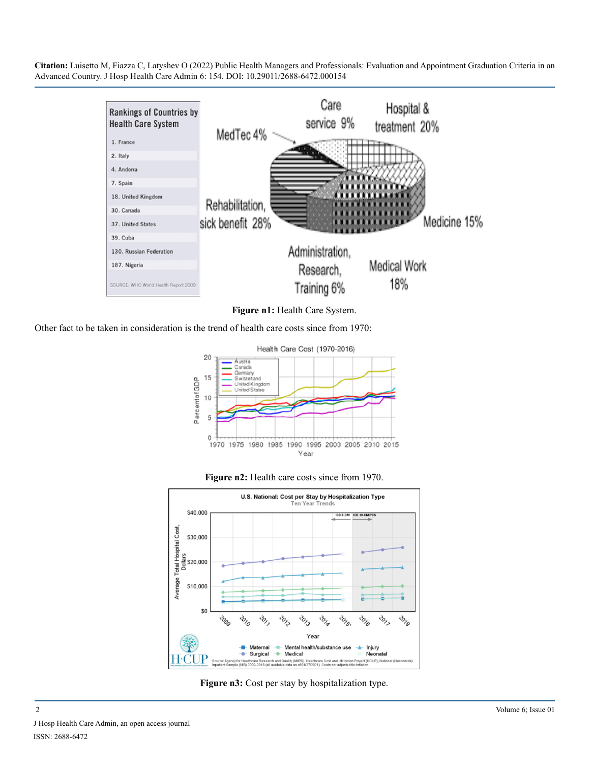**Figure n1:** Health Care System.

Other fact to be taken in consideration is the trend of health care costs since from 1970:

**Figure n2:** Health care costs since from 1970.

**Figure n3:** Cost per stay by hospitalization type.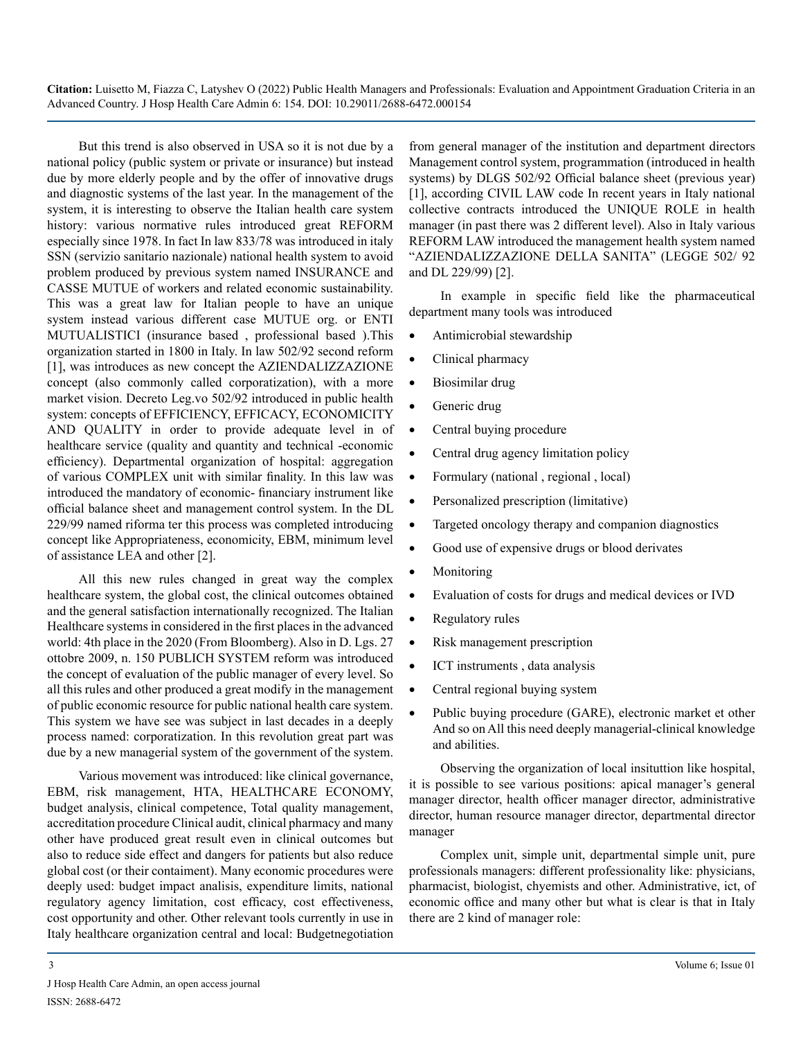But this trend is also observed in USA so it is not due by a national policy (public system or private or insurance) but instead due by more elderly people and by the offer of innovative drugs and diagnostic systems of the last year. In the management of the system, it is interesting to observe the Italian health care system history: various normative rules introduced great REFORM especially since 1978. In fact In law 833/78 was introduced in italy SSN (servizio sanitario nazionale) national health system to avoid problem produced by previous system named INSURANCE and CASSE MUTUE of workers and related economic sustainability. This was a great law for Italian people to have an unique system instead various different case MUTUE org. or ENTI MUTUALISTICI (insurance based , professional based ).This organization started in 1800 in Italy. In law 502/92 second reform [1], was introduces as new concept the AZIENDALIZZAZIONE concept (also commonly called corporatization), with a more market vision. Decreto Leg.vo 502/92 introduced in public health system: concepts of EFFICIENCY, EFFICACY, ECONOMICITY AND QUALITY in order to provide adequate level in of healthcare service (quality and quantity and technical -economic efficiency). Departmental organization of hospital: aggregation of various COMPLEX unit with similar finality. In this law was introduced the mandatory of economic- financiary instrument like official balance sheet and management control system. In the DL 229/99 named riforma ter this process was completed introducing concept like Appropriateness, economicity, EBM, minimum level of assistance LEA and other [2].

All this new rules changed in great way the complex healthcare system, the global cost, the clinical outcomes obtained and the general satisfaction internationally recognized. The Italian Healthcare systems in considered in the first places in the advanced world: 4th place in the 2020 (From Bloomberg). Also in D. Lgs. 27 ottobre 2009, n. 150 PUBLICH SYSTEM reform was introduced the concept of evaluation of the public manager of every level. So all this rules and other produced a great modify in the management of public economic resource for public national health care system. This system we have see was subject in last decades in a deeply process named: corporatization. In this revolution great part was due by a new managerial system of the government of the system.

Various movement was introduced: like clinical governance, EBM, risk management, HTA, HEALTHCARE ECONOMY, budget analysis, clinical competence, Total quality management, accreditation procedure Clinical audit, clinical pharmacy and many other have produced great result even in clinical outcomes but also to reduce side effect and dangers for patients but also reduce global cost (or their contaiment). Many economic procedures were deeply used: budget impact analisis, expenditure limits, national regulatory agency limitation, cost efficacy, cost effectiveness, cost opportunity and other. Other relevant tools currently in use in Italy healthcare organization central and local: Budgetnegotiation from general manager of the institution and department directors Management control system, programmation (introduced in health systems) by DLGS 502/92 Official balance sheet (previous year) [1], according CIVIL LAW code In recent years in Italy national collective contracts introduced the UNIQUE ROLE in health manager (in past there was 2 different level). Also in Italy various REFORM LAW introduced the management health system named "AZIENDALIZZAZIONE DELLA SANITA" (LEGGE 502/ 92 and DL 229/99) [2].

In example in specific field like the pharmaceutical department many tools was introduced

- Antimicrobial stewardship
- Clinical pharmacy
- Biosimilar drug
- Generic drug
- Central buying procedure
- Central drug agency limitation policy
- Formulary (national , regional , local)
- Personalized prescription (limitative)
- Targeted oncology therapy and companion diagnostics
- Good use of expensive drugs or blood derivates
- Monitoring
- Evaluation of costs for drugs and medical devices or IVD
- Regulatory rules
- Risk management prescription
- ICT instruments , data analysis
- Central regional buying system
- Public buying procedure (GARE), electronic market et other And so on All this need deeply managerial-clinical knowledge and abilities.

Observing the organization of local insituttion like hospital, it is possible to see various positions: apical manager's general manager director, health officer manager director, administrative director, human resource manager director, departmental director manager

Complex unit, simple unit, departmental simple unit, pure professionals managers: different professionality like: physicians, pharmacist, biologist, chyemists and other. Administrative, ict, of economic office and many other but what is clear is that in Italy there are 2 kind of manager role: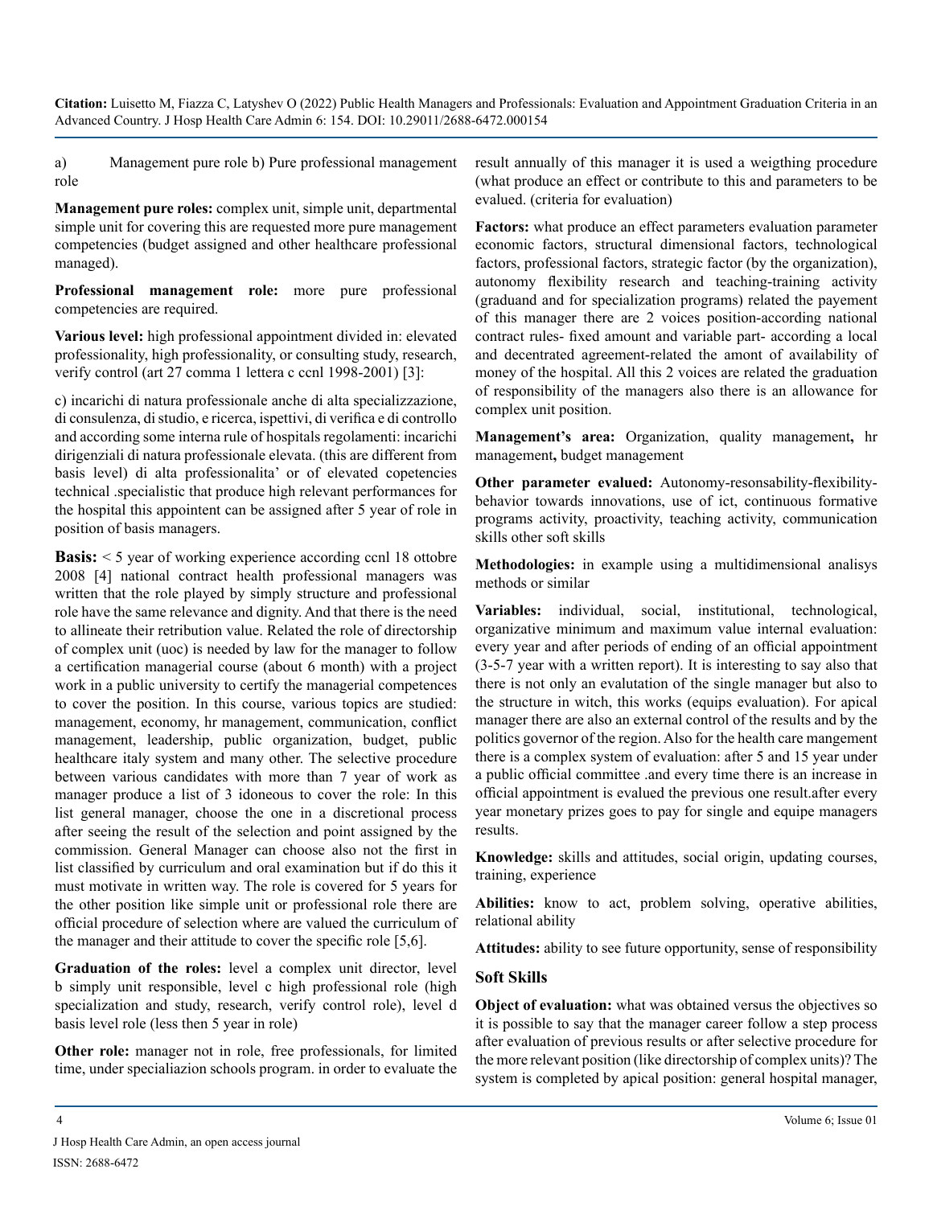a) Management pure role b) Pure professional management role

**Management pure roles:** complex unit, simple unit, departmental simple unit for covering this are requested more pure management competencies (budget assigned and other healthcare professional managed).

**Professional management role:** more pure professional competencies are required.

**Various level:** high professional appointment divided in: elevated professionality, high professionality, or consulting study, research, verify control (art 27 comma 1 lettera c ccnl 1998-2001) [3]:

c) incarichi di natura professionale anche di alta specializzazione, di consulenza, di studio, e ricerca, ispettivi, di verifica e di controllo and according some interna rule of hospitals regolamenti: incarichi dirigenziali di natura professionale elevata. (this are different from basis level) di alta professionalita' or of elevated copetencies technical .specialistic that produce high relevant performances for the hospital this appointent can be assigned after 5 year of role in position of basis managers.

**Basis:** < 5 year of working experience according ccnl 18 ottobre 2008 [4] national contract health professional managers was written that the role played by simply structure and professional role have the same relevance and dignity. And that there is the need to allineate their retribution value. Related the role of directorship of complex unit (uoc) is needed by law for the manager to follow a certification managerial course (about 6 month) with a project work in a public university to certify the managerial competences to cover the position. In this course, various topics are studied: management, economy, hr management, communication, conflict management, leadership, public organization, budget, public healthcare italy system and many other. The selective procedure between various candidates with more than 7 year of work as manager produce a list of 3 idoneous to cover the role: In this list general manager, choose the one in a discretional process after seeing the result of the selection and point assigned by the commission. General Manager can choose also not the first in list classified by curriculum and oral examination but if do this it must motivate in written way. The role is covered for 5 years for the other position like simple unit or professional role there are official procedure of selection where are valued the curriculum of the manager and their attitude to cover the specific role [5,6].

**Graduation of the roles:** level a complex unit director, level b simply unit responsible, level c high professional role (high specialization and study, research, verify control role), level d basis level role (less then 5 year in role)

**Other role:** manager not in role, free professionals, for limited time, under specialiazion schools program. in order to evaluate the result annually of this manager it is used a weigthing procedure (what produce an effect or contribute to this and parameters to be evalued. (criteria for evaluation)

**Factors:** what produce an effect parameters evaluation parameter economic factors, structural dimensional factors, technological factors, professional factors, strategic factor (by the organization), autonomy flexibility research and teaching-training activity (graduand and for specialization programs) related the payement of this manager there are 2 voices position-according national contract rules- fixed amount and variable part- according a local and decentrated agreement-related the amont of availability of money of the hospital. All this 2 voices are related the graduation of responsibility of the managers also there is an allowance for complex unit position.

**Management's area:** Organization, quality management**,** hr management**,** budget management

**Other parameter evalued:** Autonomy-resonsability-flexibility-behavior towards innovations, use of ict, continuous formative programs activity, proactivity, teaching activity, communication skills other soft skills

**Methodologies:** in example using a multidimensional analisys methods or similar

**Variables:** individual, social, institutional, technological, organizative minimum and maximum value internal evaluation: every year and after periods of ending of an official appointment (3-5-7 year with a written report). It is interesting to say also that there is not only an evalutation of the single manager but also to the structure in witch, this works (equips evaluation). For apical manager there are also an external control of the results and by the politics governor of the region. Also for the health care mangement there is a complex system of evaluation: after 5 and 15 year under a public official committee .and every time there is an increase in official appointment is evalued the previous one result.after every year monetary prizes goes to pay for single and equipe managers results.

**Knowledge:** skills and attitudes, social origin, updating courses, training, experience

**Abilities:** know to act, problem solving, operative abilities, relational ability

**Attitudes:** ability to see future opportunity, sense of responsibility

## Soft Skills

**Object of evaluation:** what was obtained versus the objectives so it is possible to say that the manager career follow a step process after evaluation of previous results or after selective procedure for the more relevant position (like directorship of complex units)? The system is completed by apical position: general hospital manager,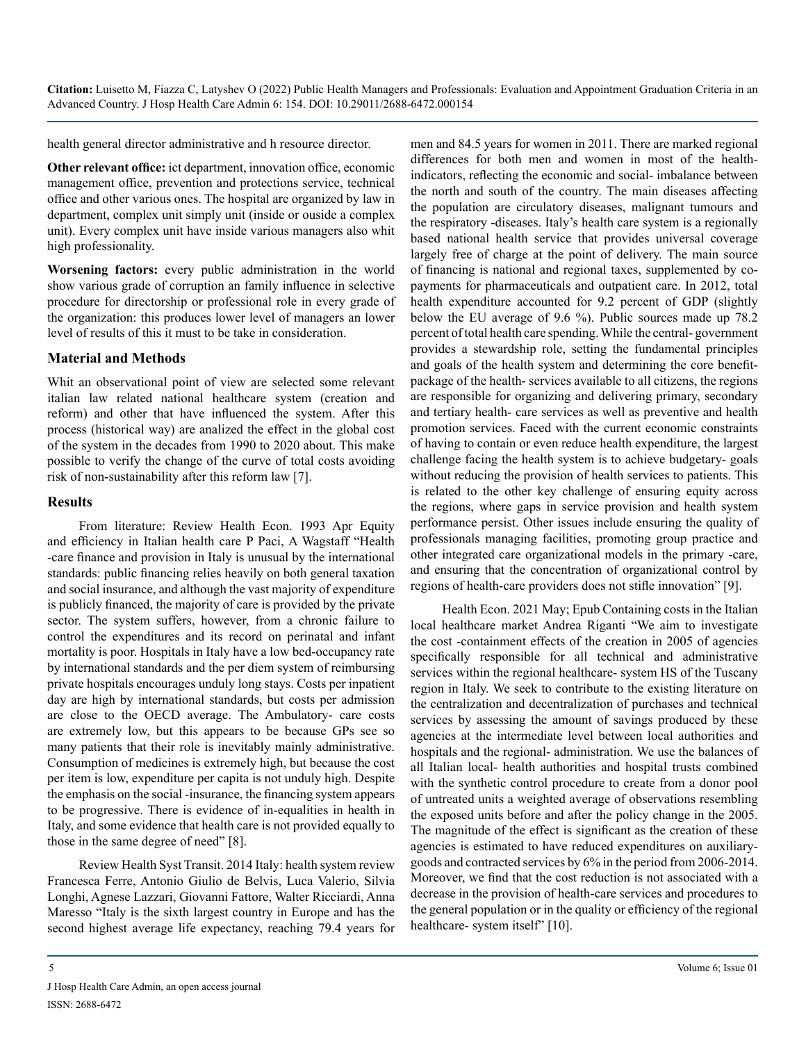health general director administrative and h resource director.

**Other relevant office:** ict department, innovation office, economic management office, prevention and protections service, technical office and other various ones. The hospital are organized by law in department, complex unit simply unit (inside or ouside a complex unit). Every complex unit have inside various managers also whit high professionality.

**Worsening factors:** every public administration in the world show various grade of corruption an family influence in selective procedure for directorship or professional role in every grade of the organization: this produces lower level of managers an lower level of results of this it must to be take in consideration.

## Material and Methods

Whit an observational point of view are selected some relevant italian law related national healthcare system (creation and reform) and other that have influenced the system. After this process (historical way) are analized the effect in the global cost of the system in the decades from 1990 to 2020 about. This make possible to verify the change of the curve of total costs avoiding risk of non-sustainability after this reform law [7].

## Results

From literature: Review Health Econ. 1993 Apr Equity and efficiency in Italian health care P Paci, A Wagstaff "Health -care finance and provision in Italy is unusual by the international standards: public financing relies heavily on both general taxation and social insurance, and although the vast majority of expenditure is publicly financed, the majority of care is provided by the private sector. The system suffers, however, from a chronic failure to control the expenditures and its record on perinatal and infant mortality is poor. Hospitals in Italy have a low bed-occupancy rate by international standards and the per diem system of reimbursing private hospitals encourages unduly long stays. Costs per inpatient day are high by international standards, but costs per admission are close to the OECD average. The Ambulatory- care costs are extremely low, but this appears to be because GPs see so many patients that their role is inevitably mainly administrative. Consumption of medicines is extremely high, but because the cost per item is low, expenditure per capita is not unduly high. Despite the emphasis on the social -insurance, the financing system appears to be progressive. There is evidence of in-equalities in health in Italy, and some evidence that health care is not provided equally to those in the same degree of need" [8].

Review Health Syst Transit. 2014 Italy: health system review Francesca Ferre, Antonio Giulio de Belvis, Luca Valerio, Silvia Longhi, Agnese Lazzari, Giovanni Fattore, Walter Ricciardi, Anna Maresso "Italy is the sixth largest country in Europe and has the second highest average life expectancy, reaching 79.4 years for men and 84.5 years for women in 2011. There are marked regional differences for both men and women in most of the health-indicators, reflecting the economic and social- imbalance between the north and south of the country. The main diseases affecting the population are circulatory diseases, malignant tumours and the respiratory -diseases. Italy's health care system is a regionally based national health service that provides universal coverage largely free of charge at the point of delivery. The main source of financing is national and regional taxes, supplemented by co-payments for pharmaceuticals and outpatient care. In 2012, total health expenditure accounted for 9.2 percent of GDP (slightly below the EU average of 9.6 %). Public sources made up 78.2 percent of total health care spending. While the central- government provides a stewardship role, setting the fundamental principles and goals of the health system and determining the core benefit-package of the health- services available to all citizens, the regions are responsible for organizing and delivering primary, secondary and tertiary health- care services as well as preventive and health promotion services. Faced with the current economic constraints of having to contain or even reduce health expenditure, the largest challenge facing the health system is to achieve budgetary- goals without reducing the provision of health services to patients. This is related to the other key challenge of ensuring equity across the regions, where gaps in service provision and health system performance persist. Other issues include ensuring the quality of professionals managing facilities, promoting group practice and other integrated care organizational models in the primary -care, and ensuring that the concentration of organizational control by regions of health-care providers does not stifle innovation" [9].

Health Econ. 2021 May; Epub Containing costs in the Italian local healthcare market Andrea Riganti "We aim to investigate the cost -containment effects of the creation in 2005 of agencies specifically responsible for all technical and administrative services within the regional healthcare- system HS of the Tuscany region in Italy. We seek to contribute to the existing literature on the centralization and decentralization of purchases and technical services by assessing the amount of savings produced by these agencies at the intermediate level between local authorities and hospitals and the regional- administration. We use the balances of all Italian local- health authorities and hospital trusts combined with the synthetic control procedure to create from a donor pool of untreated units a weighted average of observations resembling the exposed units before and after the policy change in the 2005. The magnitude of the effect is significant as the creation of these agencies is estimated to have reduced expenditures on auxiliary-goods and contracted services by 6% in the period from 2006-2014. Moreover, we find that the cost reduction is not associated with a decrease in the provision of health-care services and procedures to the general population or in the quality or efficiency of the regional healthcare- system itself" [10].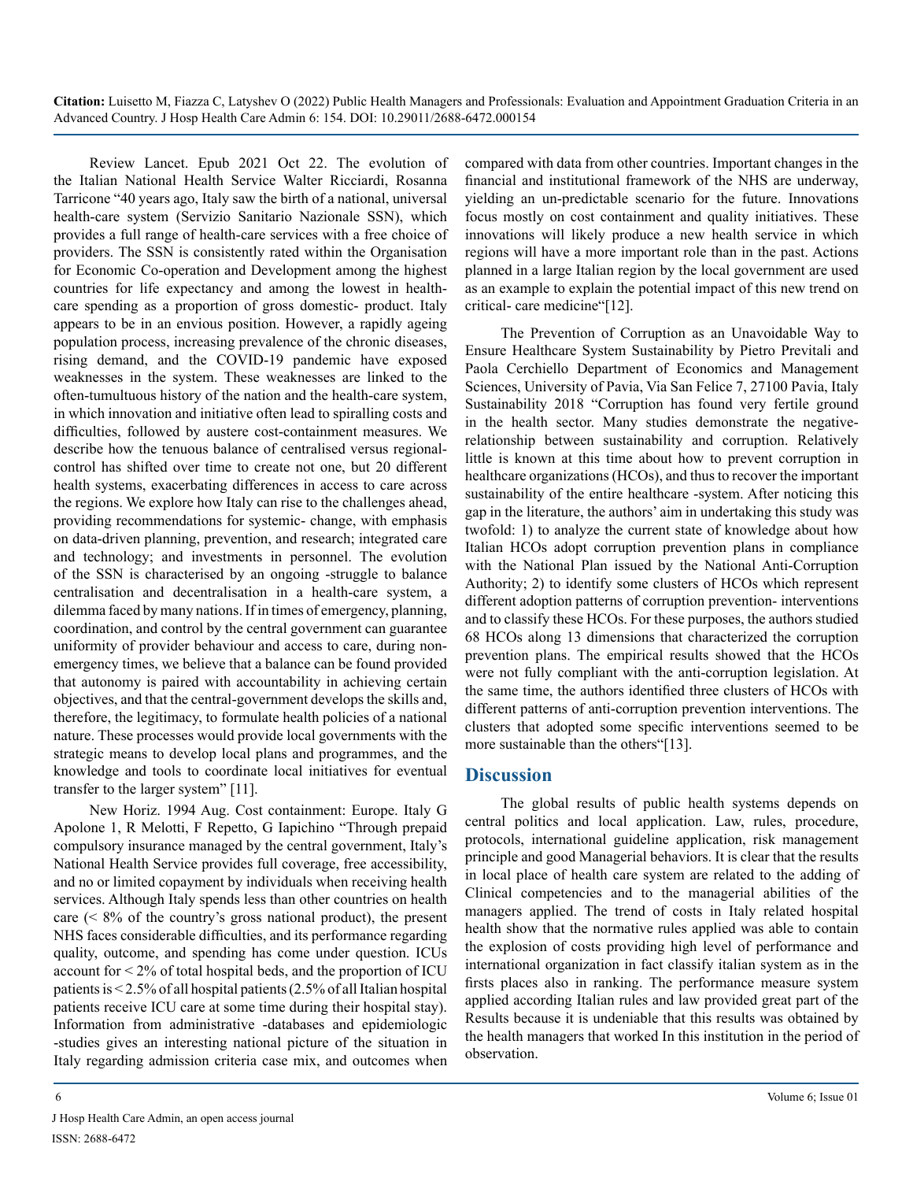Review Lancet. Epub 2021 Oct 22. The evolution of the Italian National Health Service Walter Ricciardi, Rosanna Tarricone "40 years ago, Italy saw the birth of a national, universal health-care system (Servizio Sanitario Nazionale SSN), which provides a full range of health-care services with a free choice of providers. The SSN is consistently rated within the Organisation for Economic Co-operation and Development among the highest countries for life expectancy and among the lowest in health-care spending as a proportion of gross domestic- product. Italy appears to be in an envious position. However, a rapidly ageing population process, increasing prevalence of the chronic diseases, rising demand, and the COVID-19 pandemic have exposed weaknesses in the system. These weaknesses are linked to the often-tumultuous history of the nation and the health-care system, in which innovation and initiative often lead to spiralling costs and difficulties, followed by austere cost-containment measures. We describe how the tenuous balance of centralised versus regional-control has shifted over time to create not one, but 20 different health systems, exacerbating differences in access to care across the regions. We explore how Italy can rise to the challenges ahead, providing recommendations for systemic- change, with emphasis on data-driven planning, prevention, and research; integrated care and technology; and investments in personnel. The evolution of the SSN is characterised by an ongoing -struggle to balance centralisation and decentralisation in a health-care system, a dilemma faced by many nations. If in times of emergency, planning, coordination, and control by the central government can guarantee uniformity of provider behaviour and access to care, during non-emergency times, we believe that a balance can be found provided that autonomy is paired with accountability in achieving certain objectives, and that the central-government develops the skills and, therefore, the legitimacy, to formulate health policies of a national nature. These processes would provide local governments with the strategic means to develop local plans and programmes, and the knowledge and tools to coordinate local initiatives for eventual transfer to the larger system" [11].

New Horiz. 1994 Aug. Cost containment: Europe. Italy G Apolone 1, R Melotti, F Repetto, G Iapichino "Through prepaid compulsory insurance managed by the central government, Italy's National Health Service provides full coverage, free accessibility, and no or limited copayment by individuals when receiving health services. Although Italy spends less than other countries on health care (< 8% of the country's gross national product), the present NHS faces considerable difficulties, and its performance regarding quality, outcome, and spending has come under question. ICUs account for < 2% of total hospital beds, and the proportion of ICU patients is < 2.5% of all hospital patients (2.5% of all Italian hospital patients receive ICU care at some time during their hospital stay). Information from administrative -databases and epidemiologic -studies gives an interesting national picture of the situation in Italy regarding admission criteria case mix, and outcomes when compared with data from other countries. Important changes in the financial and institutional framework of the NHS are underway, yielding an un-predictable scenario for the future. Innovations focus mostly on cost containment and quality initiatives. These innovations will likely produce a new health service in which regions will have a more important role than in the past. Actions planned in a large Italian region by the local government are used as an example to explain the potential impact of this new trend on critical- care medicine"[12].

The Prevention of Corruption as an Unavoidable Way to Ensure Healthcare System Sustainability by Pietro Previtali and Paola Cerchiello Department of Economics and Management Sciences, University of Pavia, Via San Felice 7, 27100 Pavia, Italy Sustainability 2018 "Corruption has found very fertile ground in the health sector. Many studies demonstrate the negative-relationship between sustainability and corruption. Relatively little is known at this time about how to prevent corruption in healthcare organizations (HCOs), and thus to recover the important sustainability of the entire healthcare -system. After noticing this gap in the literature, the authors' aim in undertaking this study was twofold: 1) to analyze the current state of knowledge about how Italian HCOs adopt corruption prevention plans in compliance with the National Plan issued by the National Anti-Corruption Authority; 2) to identify some clusters of HCOs which represent different adoption patterns of corruption prevention- interventions and to classify these HCOs. For these purposes, the authors studied 68 HCOs along 13 dimensions that characterized the corruption prevention plans. The empirical results showed that the HCOs were not fully compliant with the anti-corruption legislation. At the same time, the authors identified three clusters of HCOs with different patterns of anti-corruption prevention interventions. The clusters that adopted some specific interventions seemed to be more sustainable than the others"[13].

## Discussion

The global results of public health systems depends on central politics and local application. Law, rules, procedure, protocols, international guideline application, risk management principle and good Managerial behaviors. It is clear that the results in local place of health care system are related to the adding of Clinical competencies and to the managerial abilities of the managers applied. The trend of costs in Italy related hospital health show that the normative rules applied was able to contain the explosion of costs providing high level of performance and international organization in fact classify italian system as in the firsts places also in ranking. The performance measure system applied according Italian rules and law provided great part of the Results because it is undeniable that this results was obtained by the health managers that worked In this institution in the period of observation.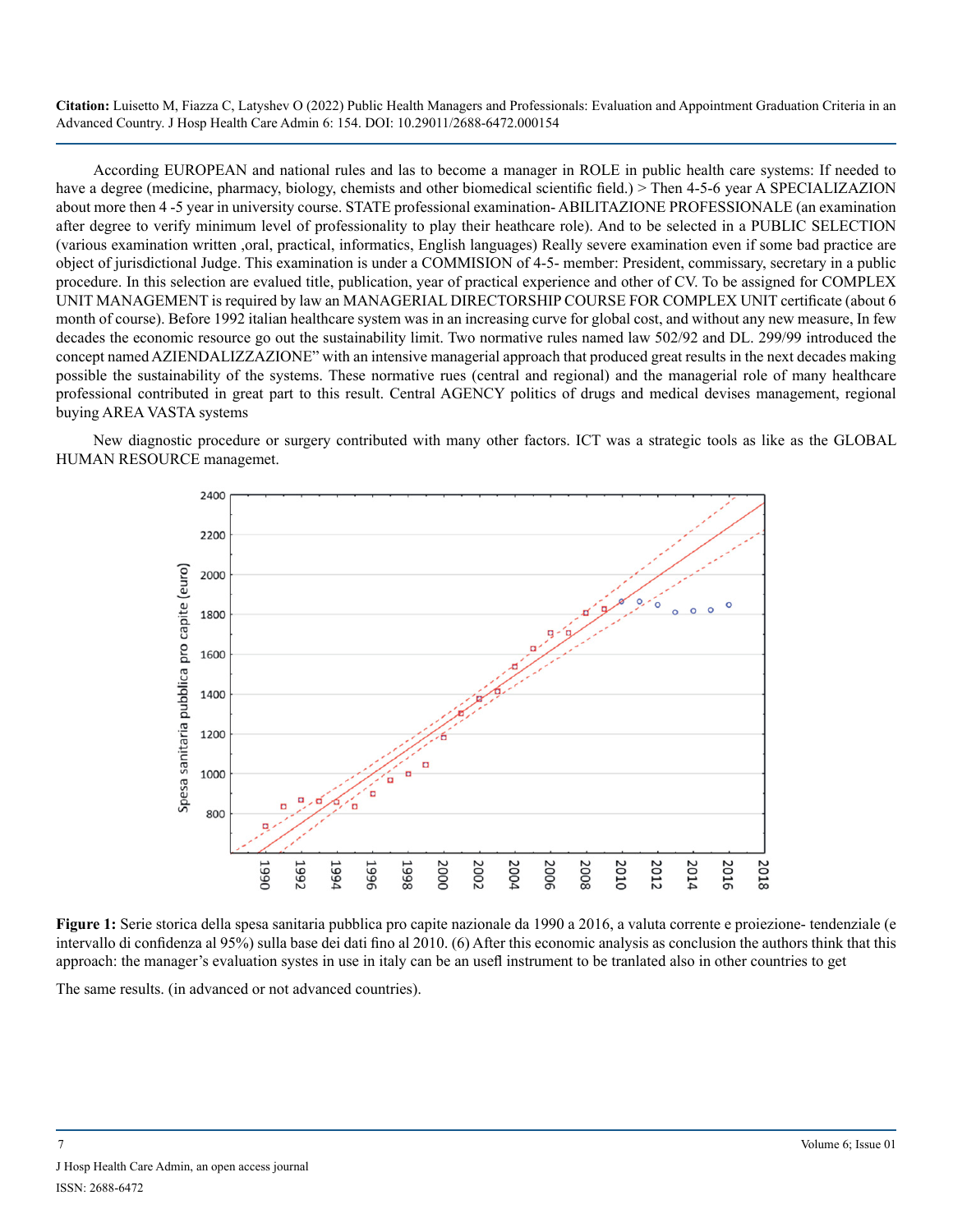According EUROPEAN and national rules and las to become a manager in ROLE in public health care systems: If needed to have a degree (medicine, pharmacy, biology, chemists and other biomedical scientific field.) > Then 4-5-6 year A SPECIALIZAZION about more then 4 -5 year in university course. STATE professional examination- ABILITAZIONE PROFESSIONALE (an examination after degree to verify minimum level of professionality to play their heathcare role). And to be selected in a PUBLIC SELECTION (various examination written ,oral, practical, informatics, English languages) Really severe examination even if some bad practice are object of jurisdictional Judge. This examination is under a COMMISION of 4-5- member: President, commissary, secretary in a public procedure. In this selection are evalued title, publication, year of practical experience and other of CV. To be assigned for COMPLEX UNIT MANAGEMENT is required by law an MANAGERIAL DIRECTORSHIP COURSE FOR COMPLEX UNIT certificate (about 6 month of course). Before 1992 italian healthcare system was in an increasing curve for global cost, and without any new measure, In few decades the economic resource go out the sustainability limit. Two normative rules named law 502/92 and DL. 299/99 introduced the concept named AZIENDALIZZAZIONE" with an intensive managerial approach that produced great results in the next decades making possible the sustainability of the systems. These normative rues (central and regional) and the managerial role of many healthcare professional contributed in great part to this result. Central AGENCY politics of drugs and medical devises management, regional buying AREA VASTA systems

New diagnostic procedure or surgery contributed with many other factors. ICT was a strategic tools as like as the GLOBAL HUMAN RESOURCE managemet.

**Figure 1:** Serie storica della spesa sanitaria pubblica pro capite nazionale da 1990 a 2016, a valuta corrente e proiezione- tendenziale (e intervallo di confidenza al 95%) sulla base dei dati fino al 2010. (6) After this economic analysis as conclusion the authors think that this approach: the manager's evaluation systes in use in italy can be an usefl instrument to be tranlated also in other countries to get

The same results. (in advanced or not advanced countries).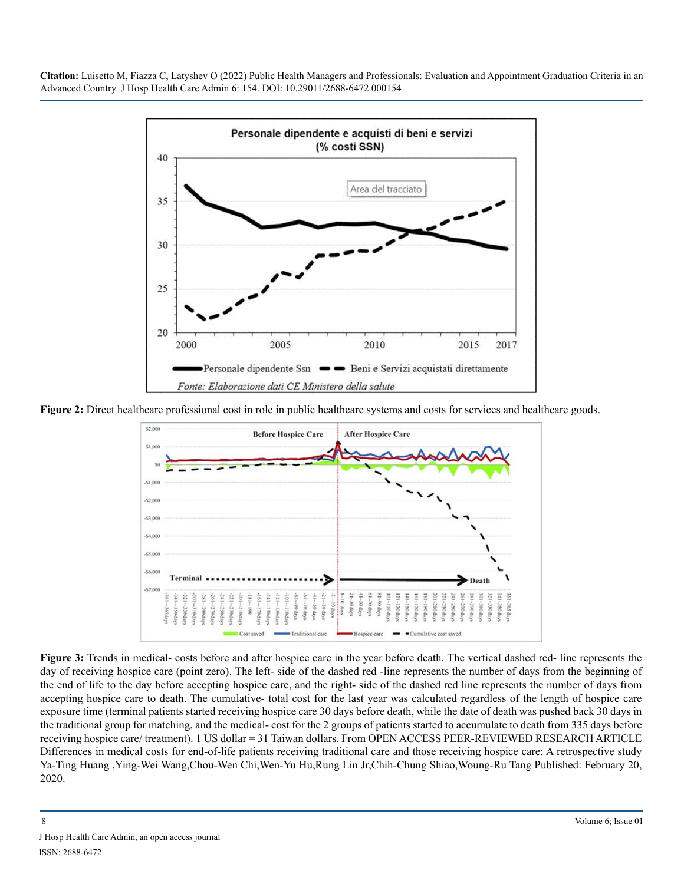**Figure 2:** Direct healthcare professional cost in role in public healthcare systems and costs for services and healthcare goods.

**Figure 3:** Trends in medical- costs before and after hospice care in the year before death. The vertical dashed red- line represents the day of receiving hospice care (point zero). The left- side of the dashed red -line represents the number of days from the beginning of the end of life to the day before accepting hospice care, and the right- side of the dashed red line represents the number of days from accepting hospice care to death. The cumulative- total cost for the last year was calculated regardless of the length of hospice care exposure time (terminal patients started receiving hospice care 30 days before death, while the date of death was pushed back 30 days in the traditional group for matching, and the medical- cost for the 2 groups of patients started to accumulate to death from 335 days before receiving hospice care/ treatment). 1 US dollar = 31 Taiwan dollars. From OPEN ACCESS PEER-REVIEWED RESEARCH ARTICLE Differences in medical costs for end-of-life patients receiving traditional care and those receiving hospice care: A retrospective study Ya-Ting Huang ,Ying-Wei Wang,Chou-Wen Chi,Wen-Yu Hu,Rung Lin Jr,Chih-Chung Shiao,Woung-Ru Tang Published: February 20, 2020.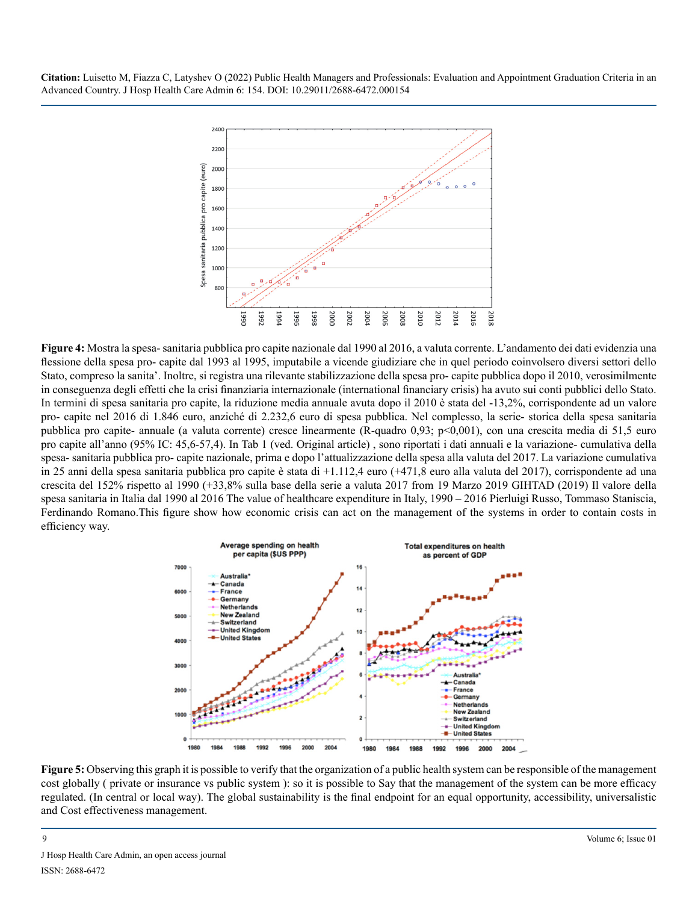**Figure 4:** Mostra la spesa- sanitaria pubblica pro capite nazionale dal 1990 al 2016, a valuta corrente. L'andamento dei dati evidenzia una flessione della spesa pro- capite dal 1993 al 1995, imputabile a vicende giudiziare che in quel periodo coinvolsero diversi settori dello Stato, compreso la sanita'. Inoltre, si registra una rilevante stabilizzazione della spesa pro- capite pubblica dopo il 2010, verosimilmente in conseguenza degli effetti che la crisi finanziaria internazionale (international financiary crisis) ha avuto sui conti pubblici dello Stato. In termini di spesa sanitaria pro capite, la riduzione media annuale avuta dopo il 2010 è stata del -13,2%, corrispondente ad un valore pro- capite nel 2016 di 1.846 euro, anziché di 2.232,6 euro di spesa pubblica. Nel complesso, la serie- storica della spesa sanitaria pubblica pro capite- annuale (a valuta corrente) cresce linearmente (R-quadro 0,93; p<0,001), con una crescita media di 51,5 euro pro capite all'anno (95% IC: 45,6-57,4). In Tab 1 (ved. Original article) , sono riportati i dati annuali e la variazione- cumulativa della spesa- sanitaria pubblica pro- capite nazionale, prima e dopo l'attualizzazione della spesa alla valuta del 2017. La variazione cumulativa in 25 anni della spesa sanitaria pubblica pro capite è stata di +1.112,4 euro (+471,8 euro alla valuta del 2017), corrispondente ad una crescita del 152% rispetto al 1990 (+33,8% sulla base della serie a valuta 2017 from 19 Marzo 2019 GIHTAD (2019) Il valore della spesa sanitaria in Italia dal 1990 al 2016 The value of healthcare expenditure in Italy, 1990 – 2016 Pierluigi Russo, Tommaso Staniscia, Ferdinando Romano.This figure show how economic crisis can act on the management of the systems in order to contain costs in efficiency way.

**Figure 5:** Observing this graph it is possible to verify that the organization of a public health system can be responsible of the management cost globally ( private or insurance vs public system ): so it is possible to Say that the management of the system can be more efficacy regulated. (In central or local way). The global sustainability is the final endpoint for an equal opportunity, accessibility, universalistic and Cost effectiveness management.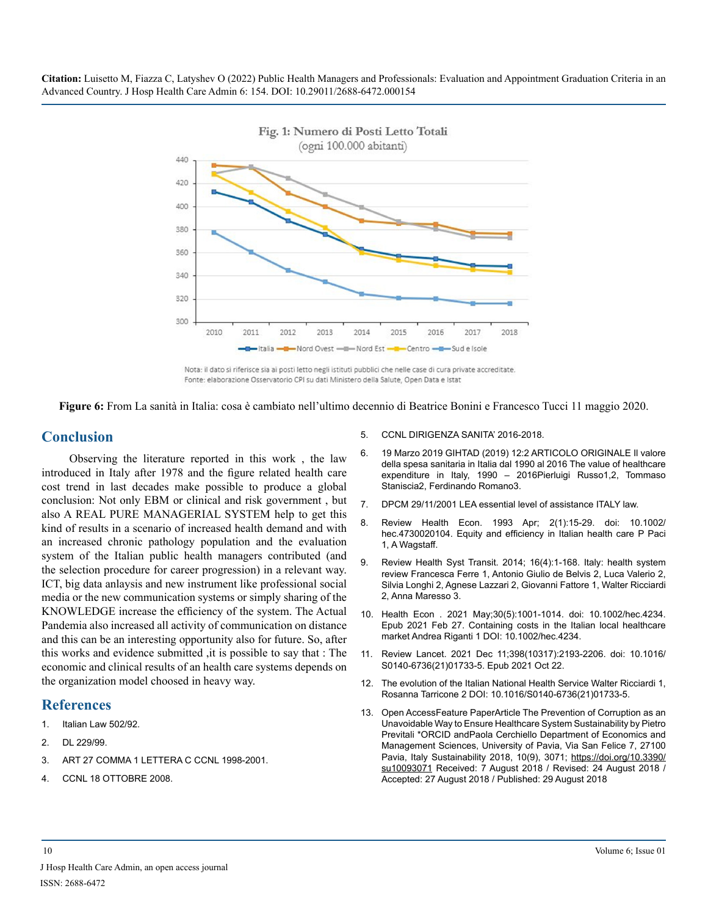Fig. 1: Numero di Posti Letto Totali
(ogni 100.000 abitanti)

440
420
400
380
360
340
320
300

2010 2011 2012 2013 2014 2015 2016 2017 2018

Italia, Nord Ovest, Nord Est, Centro, Sud e Isole

Nota: il dato si riferisce sia ai posti letto negli istituti pubblici che nelle case di cura private accreditate.
Fonte: elaborazione Osservatorio CPI su dati Ministero della Salute, Open Data e Istat

**Figure 6:** From La sanità in Italia: cosa è cambiato nell'ultimo decennio di Beatrice Bonini e Francesco Tucci 11 maggio 2020.

## Conclusion

Observing the literature reported in this work , the law introduced in Italy after 1978 and the figure related health care cost trend in last decades make possible to produce a global conclusion: Not only EBM or clinical and risk government , but also A REAL PURE MANAGERIAL SYSTEM help to get this kind of results in a scenario of increased health demand and with an increased chronic pathology population and the evaluation system of the Italian public health managers contributed (and the selection procedure for career progression) in a relevant way. ICT, big data anlaysis and new instrument like professional social media or the new communication systems or simply sharing of the KNOWLEDGE increase the efficiency of the system. The Actual Pandemia also increased all activity of communication on distance and this can be an interesting opportunity also for future. So, after this works and evidence submitted ,it is possible to say that : The economic and clinical results of an health care systems depends on the organization model choosed in heavy way.

## References

1. Italian Law 502/92.
2. DL 229/99.
3. ART 27 COMMA 1 LETTERA C CCNL 1998-2001.
4. CCNL 18 OTTOBRE 2008.
5. CCNL DIRIGENZA SANITA' 2016-2018.
6. 19 Marzo 2019 GIHTAD (2019) 12:2 ARTICOLO ORIGINALE Il valore della spesa sanitaria in Italia dal 1990 al 2016 The value of healthcare expenditure in Italy, 1990 – 2016Pierluigi Russo1,2, Tommaso Staniscia2, Ferdinando Romano3.
7. DPCM 29/11/2001 LEA essential level of assistance ITALY law.
8. Review Health Econ. 1993 Apr; 2(1):15-29. doi: 10.1002/hec.4730020104. Equity and efficiency in Italian health care P Paci 1, A Wagstaff.
9. Review Health Syst Transit. 2014; 16(4):1-168. Italy: health system review Francesca Ferre 1, Antonio Giulio de Belvis 2, Luca Valerio 2, Silvia Longhi 2, Agnese Lazzari 2, Giovanni Fattore 1, Walter Ricciardi 2, Anna Maresso 3.
10. Health Econ . 2021 May;30(5):1001-1014. doi: 10.1002/hec.4234. Epub 2021 Feb 27. Containing costs in the Italian local healthcare market Andrea Riganti 1 DOI: 10.1002/hec.4234.
11. Review Lancet. 2021 Dec 11;398(10317):2193-2206. doi: 10.1016/S0140-6736(21)01733-5. Epub 2021 Oct 22.
12. The evolution of the Italian National Health Service Walter Ricciardi 1, Rosanna Tarricone 2 DOI: 10.1016/S0140-6736(21)01733-5.
13. Open AccessFeature PaperArticle The Prevention of Corruption as an Unavoidable Way to Ensure Healthcare System Sustainability by Pietro Previtali *ORCID andPaola Cerchiello Department of Economics and Management Sciences, University of Pavia, Via San Felice 7, 27100 Pavia, Italy Sustainability 2018, 10(9), 3071; https://doi.org/10.3390/su10093071 Received: 7 August 2018 / Revised: 24 August 2018 / Accepted: 27 August 2018 / Published: 29 August 2018